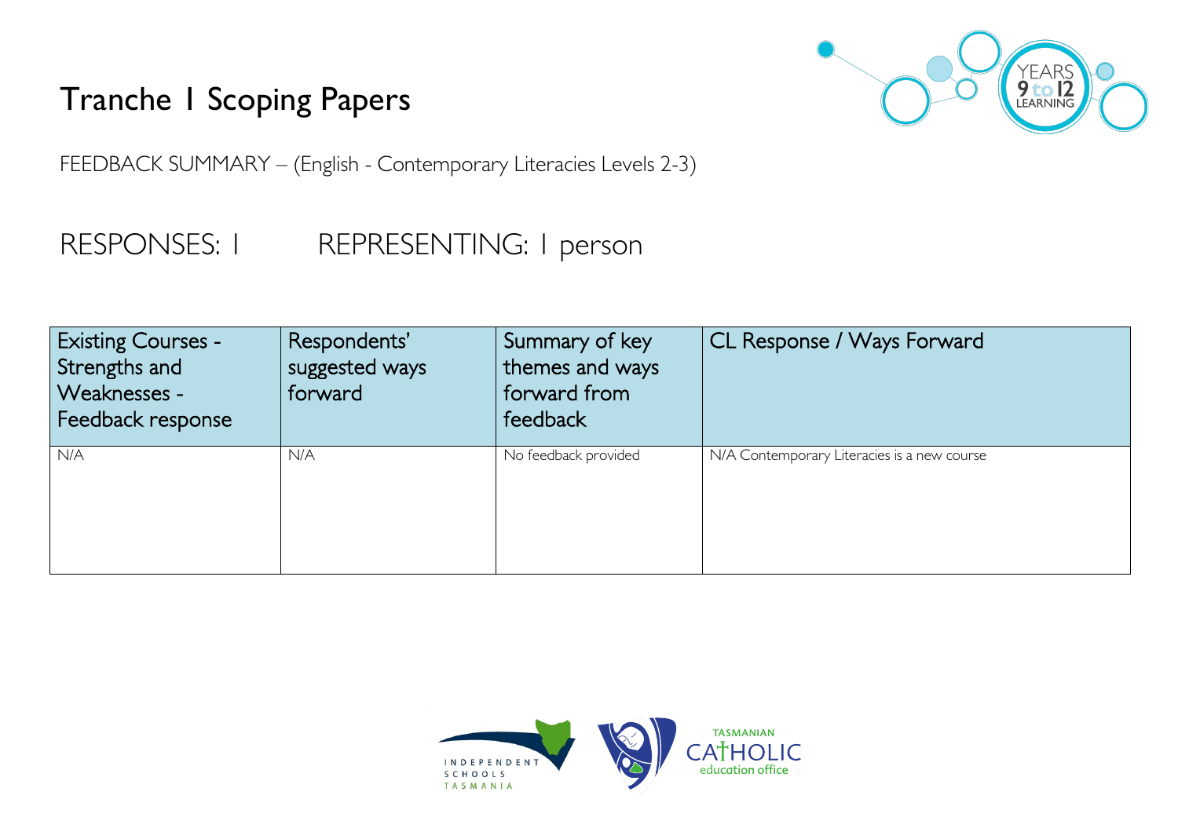# Tranche 1 Scoping Papers

FEEDBACK SUMMARY – (English - Contemporary Literacies Levels 2-3)

RESPONSES: 1 REPRESENTING: 1 person

| Existing Courses - Strengths and Weaknesses - Feedback response | Respondents' suggested ways forward | Summary of key themes and ways forward from feedback | CL Response / Ways Forward |
|---|---|---|---|
| N/A | N/A | No feedback provided | N/A Contemporary Literacies is a new course |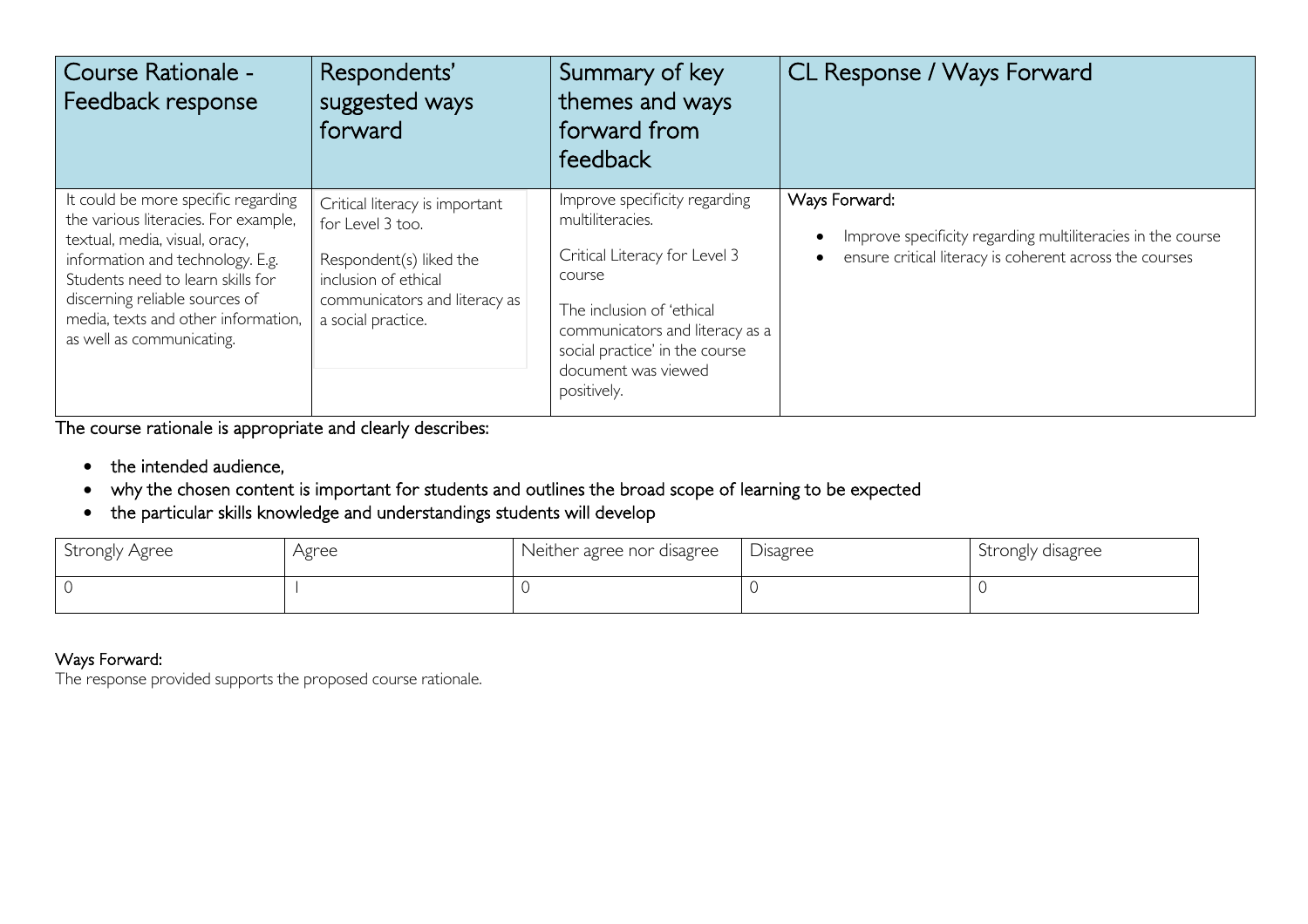| Course Rationale - Feedback response | Respondents' suggested ways forward | Summary of key themes and ways forward from feedback | CL Response / Ways Forward |
|---|---|---|---|
| It could be more specific regarding the various literacies. For example, textual, media, visual, oracy, information and technology. E.g. Students need to learn skills for discerning reliable sources of media, texts and other information, as well as communicating. | Critical literacy is important for Level 3 too.<br><br>Respondent(s) liked the inclusion of ethical communicators and literacy as a social practice. | Improve specificity regarding multiliteracies.<br><br>Critical Literacy for Level 3 course<br><br>The inclusion of 'ethical communicators and literacy as a social practice' in the course document was viewed positively. | Ways Forward:<br>• Improve specificity regarding multiliteracies in the course<br>• ensure critical literacy is coherent across the courses |

The course rationale is appropriate and clearly describes:

- the intended audience,
- why the chosen content is important for students and outlines the broad scope of learning to be expected
- the particular skills knowledge and understandings students will develop

| Strongly Agree | Agree | Neither agree nor disagree | Disagree | Strongly disagree |
|---|---|---|---|---|
| 0 | 1 | 0 | 0 | 0 |

Ways Forward:

The response provided supports the proposed course rationale.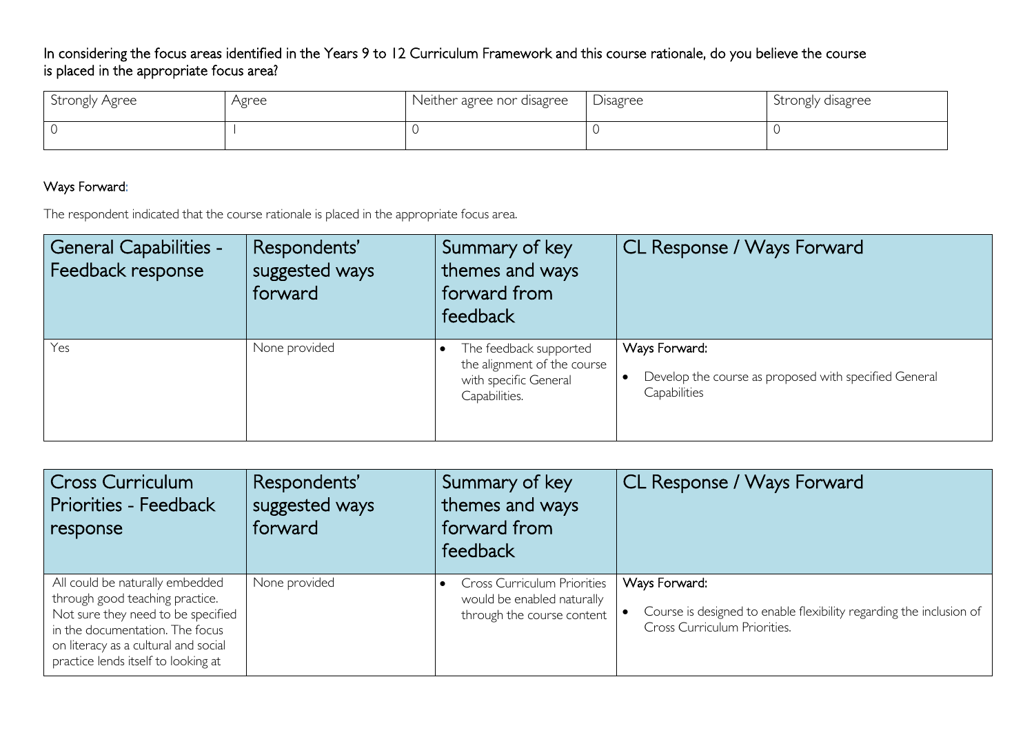In considering the focus areas identified in the Years 9 to 12 Curriculum Framework and this course rationale, do you believe the course is placed in the appropriate focus area?

| Strongly Agree | Agree | Neither agree nor disagree | Disagree | Strongly disagree |
|---|---|---|---|---|
| 0 | 1 | 0 | 0 | 0 |

Ways Forward:

The respondent indicated that the course rationale is placed in the appropriate focus area.

| General Capabilities - Feedback response | Respondents' suggested ways forward | Summary of key themes and ways forward from feedback | CL Response / Ways Forward |
|---|---|---|---|
| Yes | None provided | • The feedback supported the alignment of the course with specific General Capabilities. | Ways Forward:<br>• Develop the course as proposed with specified General Capabilities |

| Cross Curriculum Priorities - Feedback response | Respondents' suggested ways forward | Summary of key themes and ways forward from feedback | CL Response / Ways Forward |
|---|---|---|---|
| All could be naturally embedded through good teaching practice. Not sure they need to be specified in the documentation. The focus on literacy as a cultural and social practice lends itself to looking at | None provided | • Cross Curriculum Priorities would be enabled naturally through the course content | Ways Forward:<br>• Course is designed to enable flexibility regarding the inclusion of Cross Curriculum Priorities. |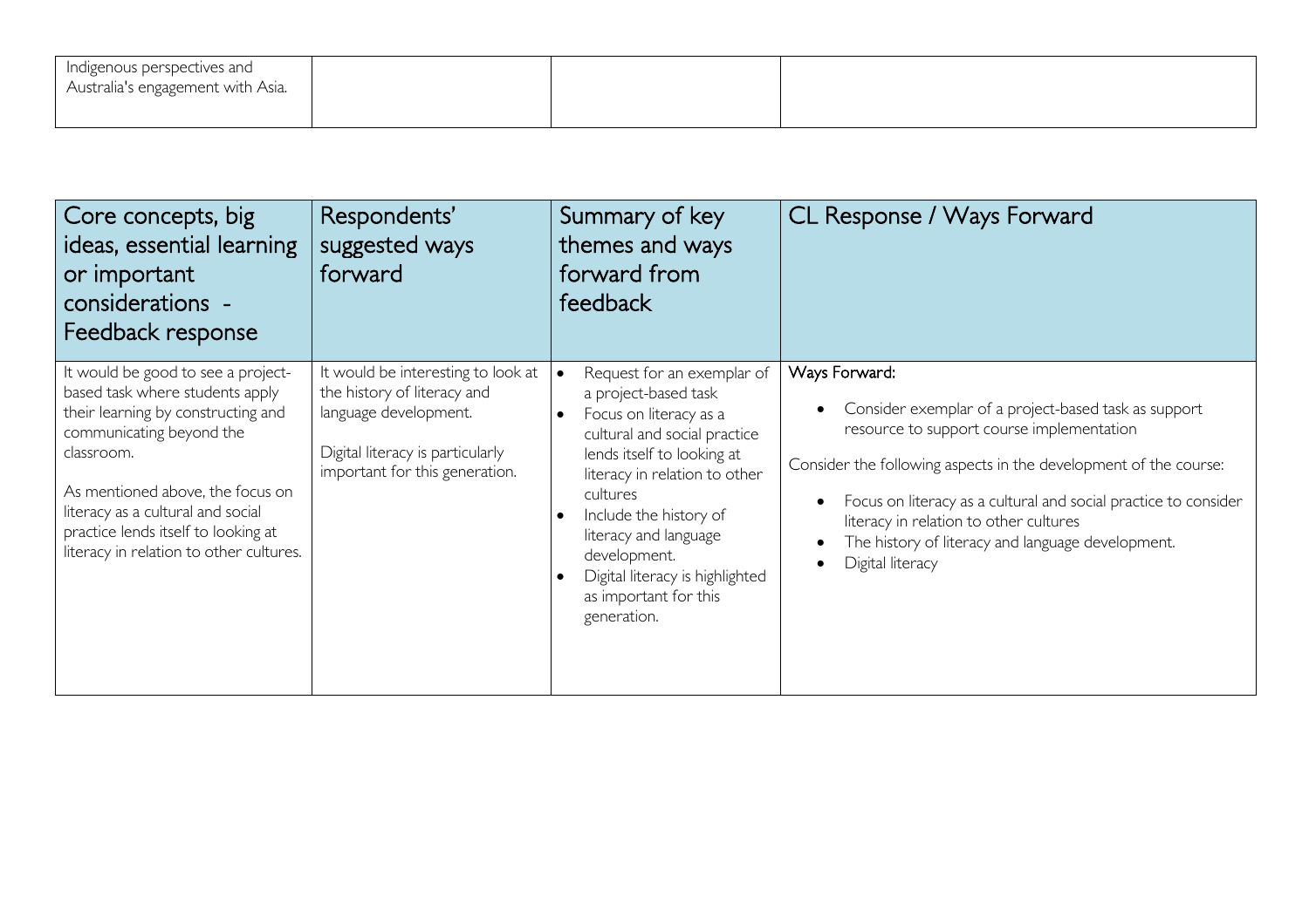| | | | |
|---|---|---|---|
| Indigenous perspectives and Australia's engagement with Asia. | | | |

| Core concepts, big ideas, essential learning or important considerations - Feedback response | Respondents' suggested ways forward | Summary of key themes and ways forward from feedback | CL Response / Ways Forward |
|---|---|---|---|
| It would be good to see a project-based task where students apply their learning by constructing and communicating beyond the classroom.<br><br>As mentioned above, the focus on literacy as a cultural and social practice lends itself to looking at literacy in relation to other cultures. | It would be interesting to look at the history of literacy and language development.<br><br>Digital literacy is particularly important for this generation. | • Request for an exemplar of a project-based task<br>• Focus on literacy as a cultural and social practice lends itself to looking at literacy in relation to other cultures<br>• Include the history of literacy and language development.<br>• Digital literacy is highlighted as important for this generation. | Ways Forward:<br>• Consider exemplar of a project-based task as support resource to support course implementation<br><br>Consider the following aspects in the development of the course:<br>• Focus on literacy as a cultural and social practice to consider literacy in relation to other cultures<br>• The history of literacy and language development.<br>• Digital literacy |